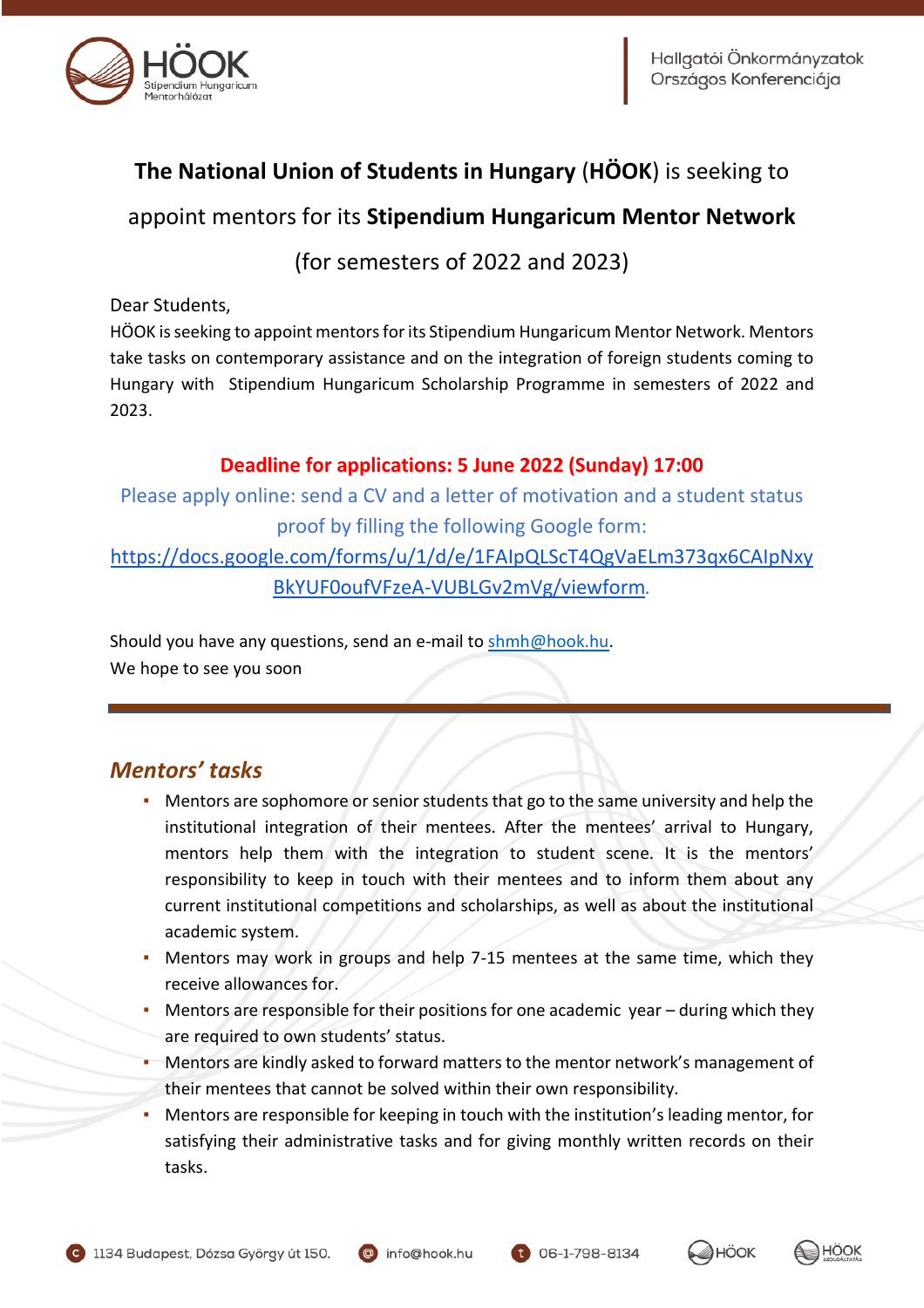# The National Union of Students in Hungary (HÖOK) is seeking to appoint mentors for its Stipendium Hungaricum Mentor Network (for semesters of 2022 and 2023)

Dear Students,

HÖOK is seeking to appoint mentors for its Stipendium Hungaricum Mentor Network. Mentors take tasks on contemporary assistance and on the integration of foreign students coming to Hungary with Stipendium Hungaricum Scholarship Programme in semesters of 2022 and 2023.

**Deadline for applications: 5 June 2022 (Sunday) 17:00**

Please apply online: send a CV and a letter of motivation and a student status proof by filling the following Google form: https://docs.google.com/forms/u/1/d/e/1FAIpQLScT4QgVaELm373qx6CAIpNxyBkYUF0oufVFzeA-VUBLGv2mVg/viewform.

Should you have any questions, send an e-mail to shmh@hook.hu.

We hope to see you soon

## *Mentors' tasks*

- Mentors are sophomore or senior students that go to the same university and help the institutional integration of their mentees. After the mentees' arrival to Hungary, mentors help them with the integration to student scene. It is the mentors' responsibility to keep in touch with their mentees and to inform them about any current institutional competitions and scholarships, as well as about the institutional academic system.
- Mentors may work in groups and help 7-15 mentees at the same time, which they receive allowances for.
- Mentors are responsible for their positions for one academic year – during which they are required to own students' status.
- Mentors are kindly asked to forward matters to the mentor network's management of their mentees that cannot be solved within their own responsibility.
- Mentors are responsible for keeping in touch with the institution's leading mentor, for satisfying their administrative tasks and for giving monthly written records on their tasks.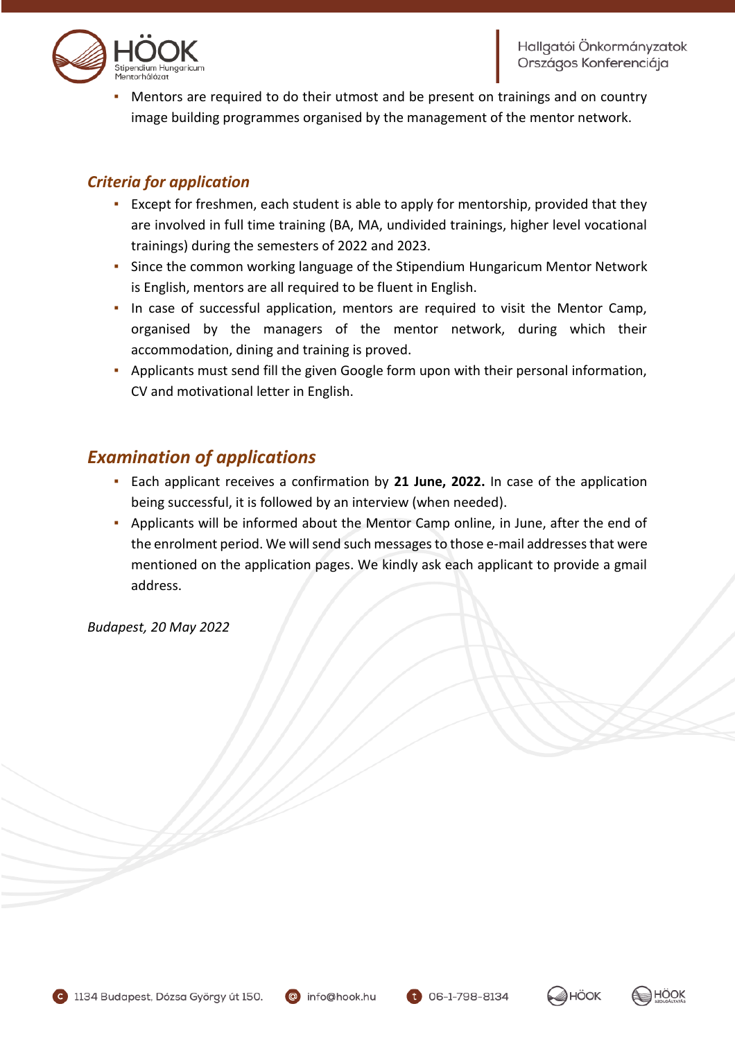- Mentors are required to do their utmost and be present on trainings and on country image building programmes organised by the management of the mentor network.

### *Criteria for application*

- Except for freshmen, each student is able to apply for mentorship, provided that they are involved in full time training (BA, MA, undivided trainings, higher level vocational trainings) during the semesters of 2022 and 2023.
- Since the common working language of the Stipendium Hungaricum Mentor Network is English, mentors are all required to be fluent in English.
- In case of successful application, mentors are required to visit the Mentor Camp, organised by the managers of the mentor network, during which their accommodation, dining and training is proved.
- Applicants must send fill the given Google form upon with their personal information, CV and motivational letter in English.

## *Examination of applications*

- Each applicant receives a confirmation by **21 June, 2022.** In case of the application being successful, it is followed by an interview (when needed).
- Applicants will be informed about the Mentor Camp online, in June, after the end of the enrolment period. We will send such messages to those e-mail addresses that were mentioned on the application pages. We kindly ask each applicant to provide a gmail address.

*Budapest, 20 May 2022*